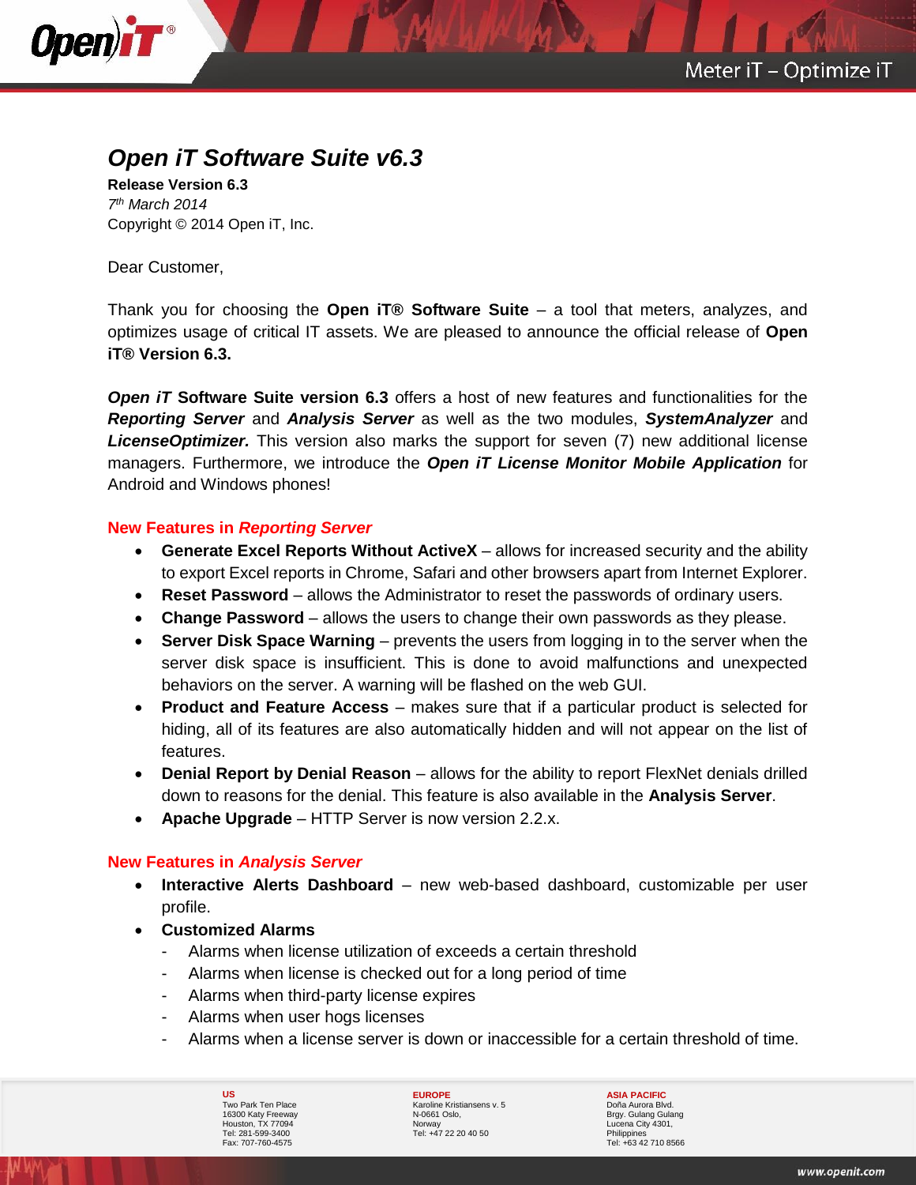# *Open iT Software Suite v6.3*

**Release Version 6.3**
*7th March 2014*
Copyright © 2014 Open iT, Inc.

Dear Customer,

Thank you for choosing the **Open iT® Software Suite** – a tool that meters, analyzes, and optimizes usage of critical IT assets. We are pleased to announce the official release of **Open iT® Version 6.3.**

***Open iT* Software Suite version 6.3** offers a host of new features and functionalities for the ***Reporting Server*** and ***Analysis Server*** as well as the two modules, ***SystemAnalyzer*** and ***LicenseOptimizer.*** This version also marks the support for seven (7) new additional license managers. Furthermore, we introduce the ***Open iT License Monitor Mobile Application*** for Android and Windows phones!

## New Features in *Reporting Server*

- **Generate Excel Reports Without ActiveX** – allows for increased security and the ability to export Excel reports in Chrome, Safari and other browsers apart from Internet Explorer.
- **Reset Password** – allows the Administrator to reset the passwords of ordinary users.
- **Change Password** – allows the users to change their own passwords as they please.
- **Server Disk Space Warning** – prevents the users from logging in to the server when the server disk space is insufficient. This is done to avoid malfunctions and unexpected behaviors on the server. A warning will be flashed on the web GUI.
- **Product and Feature Access** – makes sure that if a particular product is selected for hiding, all of its features are also automatically hidden and will not appear on the list of features.
- **Denial Report by Denial Reason** – allows for the ability to report FlexNet denials drilled down to reasons for the denial. This feature is also available in the **Analysis Server**.
- **Apache Upgrade** – HTTP Server is now version 2.2.x.

## New Features in *Analysis Server*

- **Interactive Alerts Dashboard** – new web-based dashboard, customizable per user profile.
- **Customized Alarms**
  - Alarms when license utilization of exceeds a certain threshold
  - Alarms when license is checked out for a long period of time
  - Alarms when third-party license expires
  - Alarms when user hogs licenses
  - Alarms when a license server is down or inaccessible for a certain threshold of time.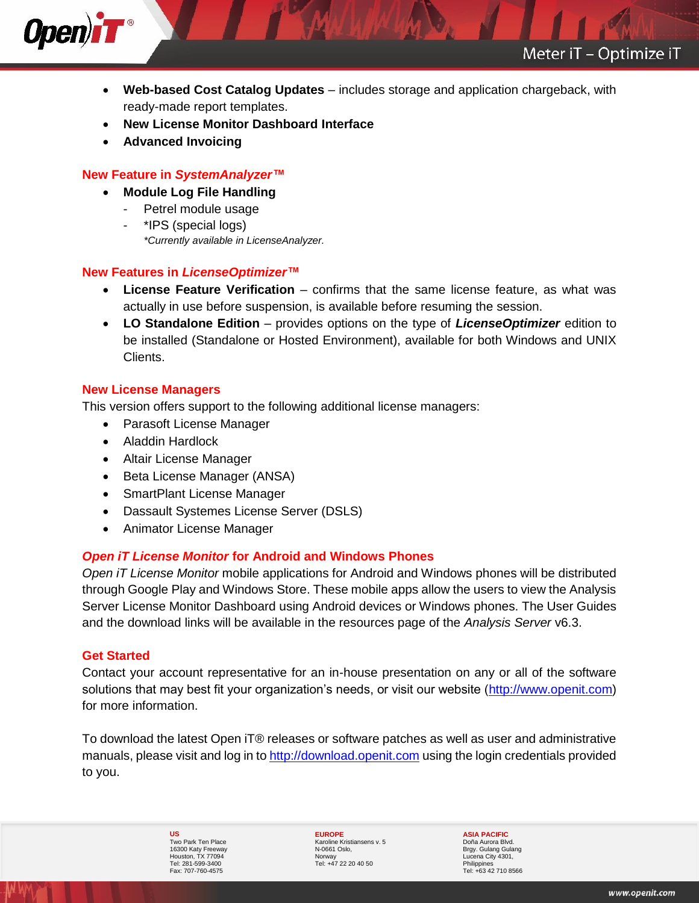- **Web-based Cost Catalog Updates** – includes storage and application chargeback, with ready-made report templates.
- **New License Monitor Dashboard Interface**
- **Advanced Invoicing**

## New Feature in *SystemAnalyzer™*

- **Module Log File Handling**
  - Petrel module usage
  - *IPS (special logs)

    *\*Currently available in LicenseAnalyzer.*

## New Features in *LicenseOptimizer™*

- **License Feature Verification** – confirms that the same license feature, as what was actually in use before suspension, is available before resuming the session.
- **LO Standalone Edition** – provides options on the type of ***LicenseOptimizer*** edition to be installed (Standalone or Hosted Environment), available for both Windows and UNIX Clients.

## New License Managers

This version offers support to the following additional license managers:

- Parasoft License Manager
- Aladdin Hardlock
- Altair License Manager
- Beta License Manager (ANSA)
- SmartPlant License Manager
- Dassault Systemes License Server (DSLS)
- Animator License Manager

## *Open iT License Monitor* for Android and Windows Phones

*Open iT License Monitor* mobile applications for Android and Windows phones will be distributed through Google Play and Windows Store. These mobile apps allow the users to view the Analysis Server License Monitor Dashboard using Android devices or Windows phones. The User Guides and the download links will be available in the resources page of the *Analysis Server* v6.3.

## Get Started

Contact your account representative for an in-house presentation on any or all of the software solutions that may best fit your organization's needs, or visit our website (http://www.openit.com) for more information.

To download the latest Open iT® releases or software patches as well as user and administrative manuals, please visit and log in to http://download.openit.com using the login credentials provided to you.

**US**
Two Park Ten Place
16300 Katy Freeway
Houston, TX 77094
Tel: 281-599-3400
Fax: 707-760-4575

**EUROPE**
Karoline Kristiansens v. 5
N-0661 Oslo,
Norway
Tel: +47 22 20 40 50

**ASIA PACIFIC**
Doña Aurora Blvd.
Brgy. Gulang Gulang
Lucena City 4301,
Philippines
Tel: +63 42 710 8566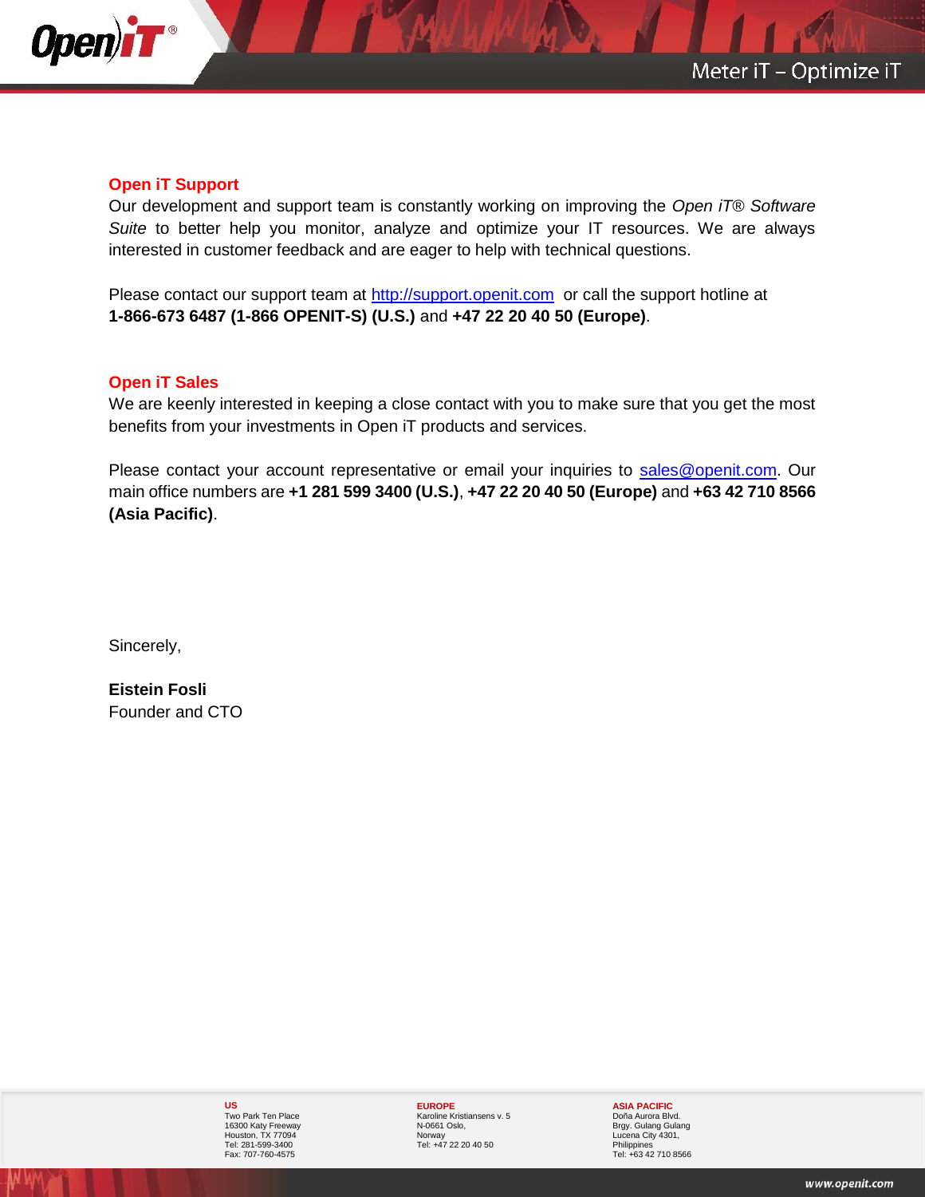## Open iT Support

Our development and support team is constantly working on improving the *Open iT® Software Suite* to better help you monitor, analyze and optimize your IT resources. We are always interested in customer feedback and are eager to help with technical questions.

Please contact our support team at http://support.openit.com or call the support hotline at **1-866-673 6487 (1-866 OPENIT-S) (U.S.)** and **+47 22 20 40 50 (Europe)**.

## Open iT Sales

We are keenly interested in keeping a close contact with you to make sure that you get the most benefits from your investments in Open iT products and services.

Please contact your account representative or email your inquiries to sales@openit.com. Our main office numbers are **+1 281 599 3400 (U.S.)**, **+47 22 20 40 50 (Europe)** and **+63 42 710 8566 (Asia Pacific)**.

Sincerely,

**Eistein Fosli**
Founder and CTO

**US**
Two Park Ten Place
16300 Katy Freeway
Houston, TX 77094
Tel: 281-599-3400
Fax: 707-760-4575

**EUROPE**
Karoline Kristiansens v. 5
N-0661 Oslo,
Norway
Tel: +47 22 20 40 50

**ASIA PACIFIC**
Doña Aurora Blvd.
Brgy. Gulang Gulang
Lucena City 4301,
Philippines
Tel: +63 42 710 8566